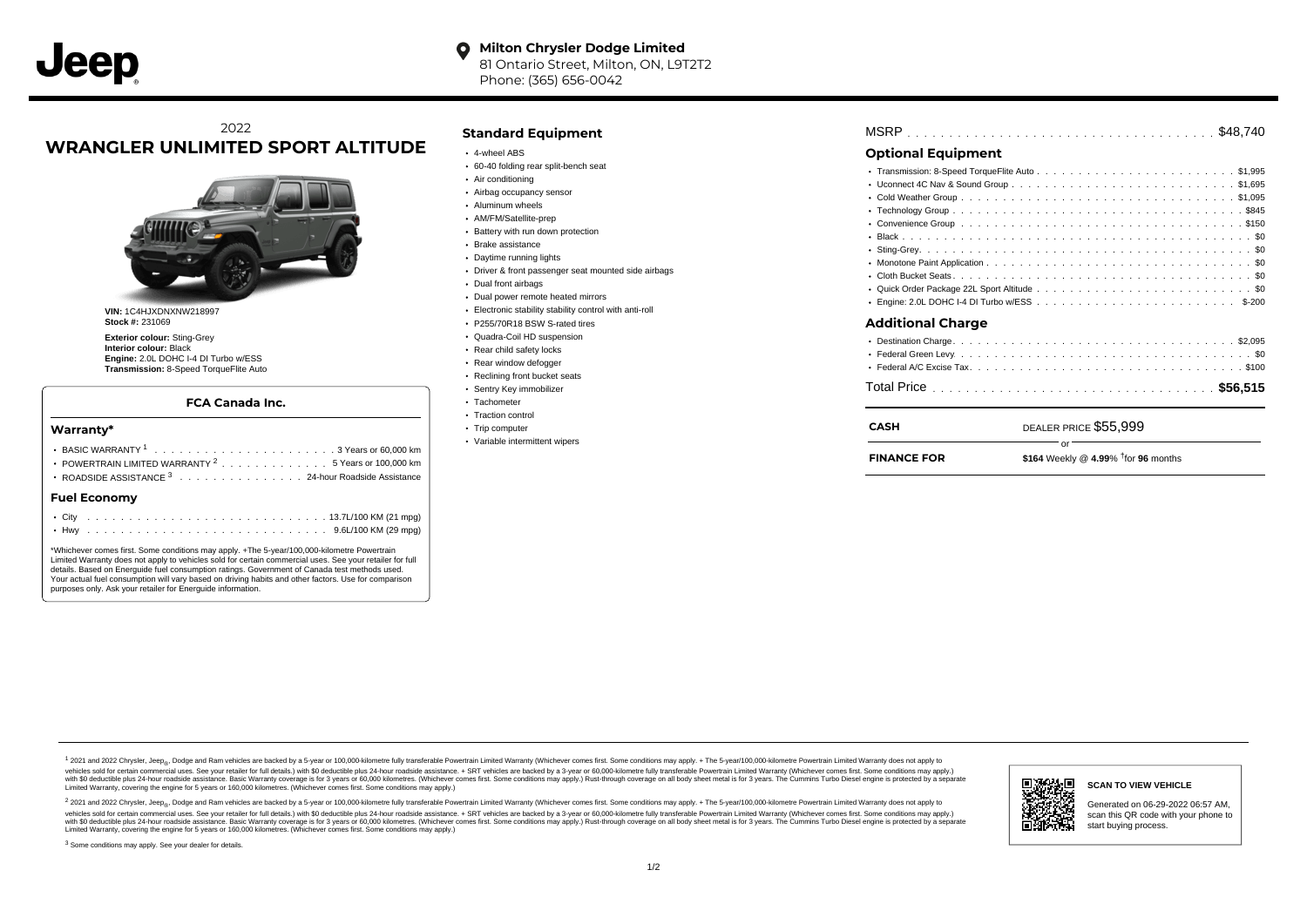**Milton Chrysler Dodge Limited**
81 Ontario Street, Milton, ON, L9T2T2
Phone: (365) 656-0042

2022
# WRANGLER UNLIMITED SPORT ALTITUDE

**VIN:** 1C4HJXDNXNW218997
**Stock #:** 231069

**Exterior colour:** Sting-Grey
**Interior colour:** Black
**Engine:** 2.0L DOHC I-4 DI Turbo w/ESS
**Transmission:** 8-Speed TorqueFlite Auto

### FCA Canada Inc.

### Warranty*

- BASIC WARRANTY [1] . . . . . . . . . . 3 Years or 60,000 km
- POWERTRAIN LIMITED WARRANTY [2] . . . . . . . . . . 5 Years or 100,000 km
- ROADSIDE ASSISTANCE [3] . . . . . . . . . . 24-hour Roadside Assistance

### Fuel Economy

- City . . . . . . . . . . 13.7L/100 KM (21 mpg)
- Hwy . . . . . . . . . . 9.6L/100 KM (29 mpg)

*Whichever comes first. Some conditions may apply. +The 5-year/100,000-kilometre Powertrain Limited Warranty does not apply to vehicles sold for certain commercial uses. See your retailer for full details. Based on Energuide fuel consumption ratings. Government of Canada test methods used. Your actual fuel consumption will vary based on driving habits and other factors. Use for comparison purposes only. Ask your retailer for Energuide information.

## Standard Equipment

- 4-wheel ABS
- 60-40 folding rear split-bench seat
- Air conditioning
- Airbag occupancy sensor
- Aluminum wheels
- AM/FM/Satellite-prep
- Battery with run down protection
- Brake assistance
- Daytime running lights
- Driver & front passenger seat mounted side airbags
- Dual front airbags
- Dual power remote heated mirrors
- Electronic stability stability control with anti-roll
- P255/70R18 BSW S-rated tires
- Quadra-Coil HD suspension
- Rear child safety locks
- Rear window defogger
- Reclining front bucket seats
- Sentry Key immobilizer
- Tachometer
- Traction control
- Trip computer
- Variable intermittent wipers

MSRP . . . . . . . . . . $48,740

## Optional Equipment

- Transmission: 8-Speed TorqueFlite Auto . . . . . . . . . . $1,995
- Uconnect 4C Nav & Sound Group . . . . . . . . . . $1,695
- Cold Weather Group . . . . . . . . . . $1,095
- Technology Group . . . . . . . . . . $845
- Convenience Group . . . . . . . . . . $150
- Black . . . . . . . . . . $0
- Sting-Grey. . . . . . . . . . $0
- Monotone Paint Application . . . . . . . . . . $0
- Cloth Bucket Seats . . . . . . . . . . $0
- Quick Order Package 22L Sport Altitude . . . . . . . . . . $0
- Engine: 2.0L DOHC I-4 DI Turbo w/ESS . . . . . . . . . . $-200

## Additional Charge

- Destination Charge . . . . . . . . . . $2,095
- Federal Green Levy . . . . . . . . . . $0
- Federal A/C Excise Tax . . . . . . . . . . $100

Total Price . . . . . . . . . . **$56,515**

| | |
|---|---|
| **CASH** | DEALER PRICE $55,999 |
| | or |
| **FINANCE FOR** | **$164** Weekly @ **4.99**% †for **96** months |

[1] 2021 and 2022 Chrysler, Jeep®, Dodge and Ram vehicles are backed by a 5-year or 100,000-kilometre fully transferable Powertrain Limited Warranty (Whichever comes first. Some conditions may apply. + The 5-year/100,000-kilometre Powertrain Limited Warranty does not apply to vehicles sold for certain commercial uses. See your retailer for full details.) with $0 deductible plus 24-hour roadside assistance. + SRT vehicles are backed by a 3-year or 60,000-kilometre fully transferable Powertrain Limited Warranty (Whichever comes first. Some conditions may apply.) with $0 deductible plus 24-hour roadside assistance. Basic Warranty coverage is for 3 years or 60,000 kilometres. (Whichever comes first. Some conditions may apply.) Rust-through coverage on all body sheet metal is for 3 years. The Cummins Turbo Diesel engine is protected by a separate Limited Warranty, covering the engine for 5 years or 160,000 kilometres. (Whichever comes first. Some conditions may apply.)

[2] 2021 and 2022 Chrysler, Jeep®, Dodge and Ram vehicles are backed by a 5-year or 100,000-kilometre fully transferable Powertrain Limited Warranty (Whichever comes first. Some conditions may apply. + The 5-year/100,000-kilometre Powertrain Limited Warranty does not apply to vehicles sold for certain commercial uses. See your retailer for full details.) with $0 deductible plus 24-hour roadside assistance. + SRT vehicles are backed by a 3-year or 60,000-kilometre fully transferable Powertrain Limited Warranty (Whichever comes first. Some conditions may apply.) with $0 deductible plus 24-hour roadside assistance. Basic Warranty coverage is for 3 years or 60,000 kilometres. (Whichever comes first. Some conditions may apply.) Rust-through coverage on all body sheet metal is for 3 years. The Cummins Turbo Diesel engine is protected by a separate Limited Warranty, covering the engine for 5 years or 160,000 kilometres. (Whichever comes first. Some conditions may apply.)

[3] Some conditions may apply. See your dealer for details.

**SCAN TO VIEW VEHICLE**

Generated on 06-29-2022 06:57 AM, scan this QR code with your phone to start buying process.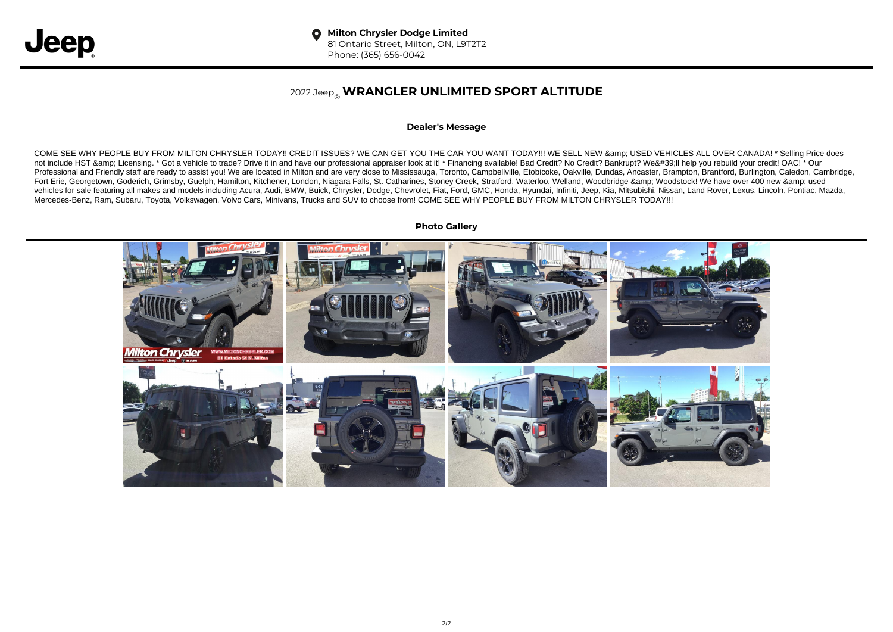Jeep

**Milton Chrysler Dodge Limited**
81 Ontario Street, Milton, ON, L9T2T2
Phone: (365) 656-0042

# 2022 Jeep® **WRANGLER UNLIMITED SPORT ALTITUDE**

## Dealer's Message

COME SEE WHY PEOPLE BUY FROM MILTON CHRYSLER TODAY!! CREDIT ISSUES? WE CAN GET YOU THE CAR YOU WANT TODAY!!! WE SELL NEW &amp; USED VEHICLES ALL OVER CANADA! * Selling Price does not include HST &amp; Licensing. * Got a vehicle to trade? Drive it in and have our professional appraiser look at it! * Financing available! Bad Credit? No Credit? Bankrupt? We&#39;ll help you rebuild your credit! OAC! * Our Professional and Friendly staff are ready to assist you! We are located in Milton and are very close to Mississauga, Toronto, Campbellville, Etobicoke, Oakville, Dundas, Ancaster, Brampton, Brantford, Burlington, Caledon, Cambridge, Fort Erie, Georgetown, Goderich, Grimsby, Guelph, Hamilton, Kitchener, London, Niagara Falls, St. Catharines, Stoney Creek, Stratford, Waterloo, Welland, Woodbridge &amp; Woodstock! We have over 400 new &amp; used vehicles for sale featuring all makes and models including Acura, Audi, BMW, Buick, Chrysler, Dodge, Chevrolet, Fiat, Ford, GMC, Honda, Hyundai, Infiniti, Jeep, Kia, Mitsubishi, Nissan, Land Rover, Lexus, Lincoln, Pontiac, Mazda, Mercedes-Benz, Ram, Subaru, Toyota, Volkswagen, Volvo Cars, Minivans, Trucks and SUV to choose from! COME SEE WHY PEOPLE BUY FROM MILTON CHRYSLER TODAY!!!

## Photo Gallery